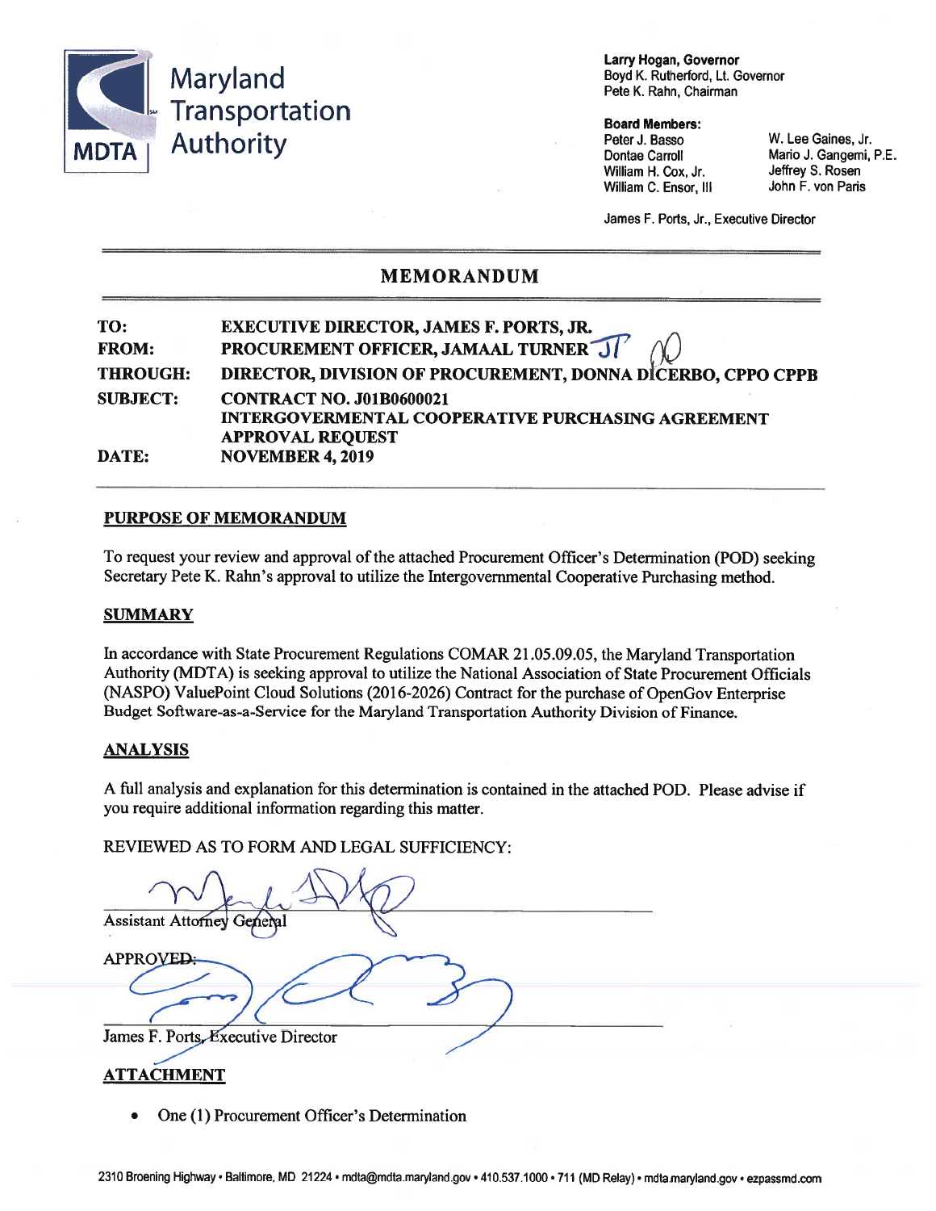Maryland Transportation Authority

MDTA

**Larry Hogan, Governor**
Boyd K. Rutherford, Lt. Governor
Pete K. Rahn, Chairman

**Board Members:**
Peter J. Basso
Dontae Carroll
William H. Cox, Jr.
William C. Ensor, III
W. Lee Gaines, Jr.
Mario J. Gangemi, P.E.
Jeffrey S. Rosen
John F. von Paris

James F. Ports, Jr., Executive Director

# MEMORANDUM

**TO:** EXECUTIVE DIRECTOR, JAMES F. PORTS, JR.
**FROM:** PROCUREMENT OFFICER, JAMAAL TURNER
**THROUGH:** DIRECTOR, DIVISION OF PROCUREMENT, DONNA DiCERBO, CPPO CPPB
**SUBJECT:** CONTRACT NO. J01B0600021
INTERGOVERMENTAL COOPERATIVE PURCHASING AGREEMENT APPROVAL REQUEST
**DATE:** NOVEMBER 4, 2019

## PURPOSE OF MEMORANDUM

To request your review and approval of the attached Procurement Officer's Determination (POD) seeking Secretary Pete K. Rahn's approval to utilize the Intergovernmental Cooperative Purchasing method.

## SUMMARY

In accordance with State Procurement Regulations COMAR 21.05.09.05, the Maryland Transportation Authority (MDTA) is seeking approval to utilize the National Association of State Procurement Officials (NASPO) ValuePoint Cloud Solutions (2016-2026) Contract for the purchase of OpenGov Enterprise Budget Software-as-a-Service for the Maryland Transportation Authority Division of Finance.

## ANALYSIS

A full analysis and explanation for this determination is contained in the attached POD. Please advise if you require additional information regarding this matter.

REVIEWED AS TO FORM AND LEGAL SUFFICIENCY:

Assistant Attorney General

APPROVED:

James F. Ports, Executive Director

## ATTACHMENT

- One (1) Procurement Officer's Determination

2310 Broening Highway • Baltimore, MD 21224 • mdta@mdta.maryland.gov • 410.537.1000 • 711 (MD Relay) • mdta.maryland.gov • ezpassmd.com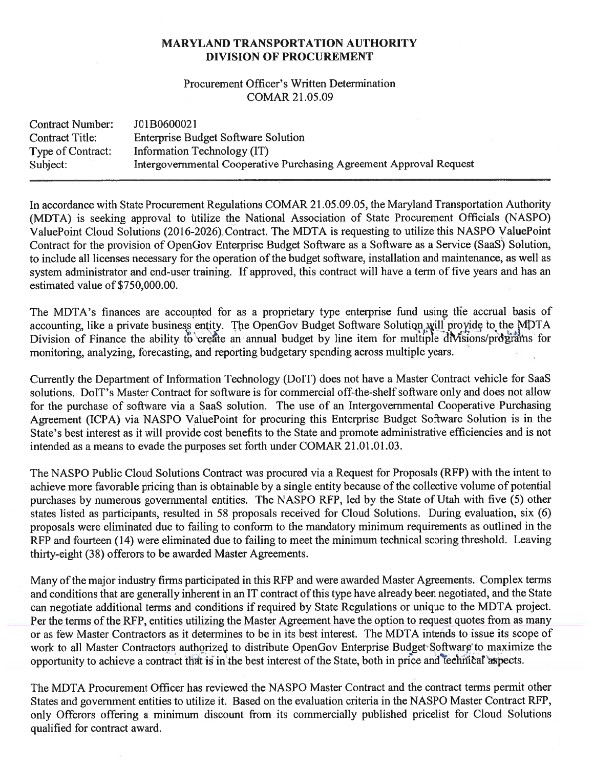**MARYLAND TRANSPORTATION AUTHORITY**
**DIVISION OF PROCUREMENT**

Procurement Officer's Written Determination
COMAR 21.05.09

| | |
|---|---|
| Contract Number: | J01B0600021 |
| Contract Title: | Enterprise Budget Software Solution |
| Type of Contract: | Information Technology (IT) |
| Subject: | Intergovernmental Cooperative Purchasing Agreement Approval Request |

---

In accordance with State Procurement Regulations COMAR 21.05.09.05, the Maryland Transportation Authority (MDTA) is seeking approval to utilize the National Association of State Procurement Officials (NASPO) ValuePoint Cloud Solutions (2016-2026) Contract. The MDTA is requesting to utilize this NASPO ValuePoint Contract for the provision of OpenGov Enterprise Budget Software as a Software as a Service (SaaS) Solution, to include all licenses necessary for the operation of the budget software, installation and maintenance, as well as system administrator and end-user training. If approved, this contract will have a term of five years and has an estimated value of $750,000.00.

The MDTA's finances are accounted for as a proprietary type enterprise fund using the accrual basis of accounting, like a private business entity. The OpenGov Budget Software Solution will provide to the MDTA Division of Finance the ability to create an annual budget by line item for multiple divisions/programs for monitoring, analyzing, forecasting, and reporting budgetary spending across multiple years.

Currently the Department of Information Technology (DoIT) does not have a Master Contract vehicle for SaaS solutions. DoIT's Master Contract for software is for commercial off-the-shelf software only and does not allow for the purchase of software via a SaaS solution. The use of an Intergovernmental Cooperative Purchasing Agreement (ICPA) via NASPO ValuePoint for procuring this Enterprise Budget Software Solution is in the State's best interest as it will provide cost benefits to the State and promote administrative efficiencies and is not intended as a means to evade the purposes set forth under COMAR 21.01.01.03.

The NASPO Public Cloud Solutions Contract was procured via a Request for Proposals (RFP) with the intent to achieve more favorable pricing than is obtainable by a single entity because of the collective volume of potential purchases by numerous governmental entities. The NASPO RFP, led by the State of Utah with five (5) other states listed as participants, resulted in 58 proposals received for Cloud Solutions. During evaluation, six (6) proposals were eliminated due to failing to conform to the mandatory minimum requirements as outlined in the RFP and fourteen (14) were eliminated due to failing to meet the minimum technical scoring threshold. Leaving thirty-eight (38) offerors to be awarded Master Agreements.

Many of the major industry firms participated in this RFP and were awarded Master Agreements. Complex terms and conditions that are generally inherent in an IT contract of this type have already been negotiated, and the State can negotiate additional terms and conditions if required by State Regulations or unique to the MDTA project. Per the terms of the RFP, entities utilizing the Master Agreement have the option to request quotes from as many or as few Master Contractors as it determines to be in its best interest. The MDTA intends to issue its scope of work to all Master Contractors authorized to distribute OpenGov Enterprise Budget Software to maximize the opportunity to achieve a contract that is in the best interest of the State, both in price and technical aspects.

The MDTA Procurement Officer has reviewed the NASPO Master Contract and the contract terms permit other States and government entities to utilize it. Based on the evaluation criteria in the NASPO Master Contract RFP, only Offerors offering a minimum discount from its commercially published pricelist for Cloud Solutions qualified for contract award.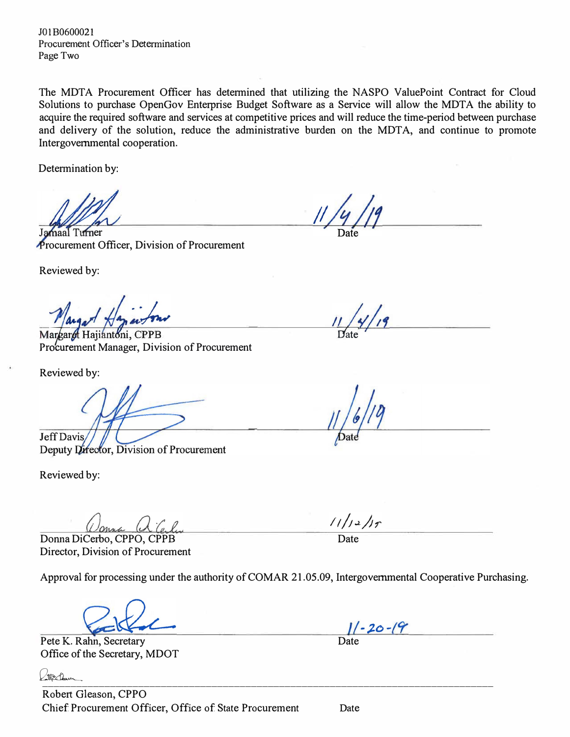J01B0600021
Procurement Officer's Determination
Page Two

The MDTA Procurement Officer has determined that utilizing the NASPO ValuePoint Contract for Cloud Solutions to purchase OpenGov Enterprise Budget Software as a Service will allow the MDTA the ability to acquire the required software and services at competitive prices and will reduce the time-period between purchase and delivery of the solution, reduce the administrative burden on the MDTA, and continue to promote Intergovernmental cooperation.

Determination by:

Jamaal Turner
Procurement Officer, Division of Procurement

Date: 11/4/19

Reviewed by:

Margaret Hajiantoni, CPPB
Procurement Manager, Division of Procurement

Date: 11/4/19

Reviewed by:

Jeff Davis
Deputy Director, Division of Procurement

Date: 11/6/19

Reviewed by:

Donna DiCerbo, CPPO, CPPB
Director, Division of Procurement

Date: 11/12/19

Approval for processing under the authority of COMAR 21.05.09, Intergovernmental Cooperative Purchasing.

Pete K. Rahn, Secretary
Office of the Secretary, MDOT

Date: 11-20-19

Robert Gleason, CPPO
Chief Procurement Officer, Office of State Procurement

Date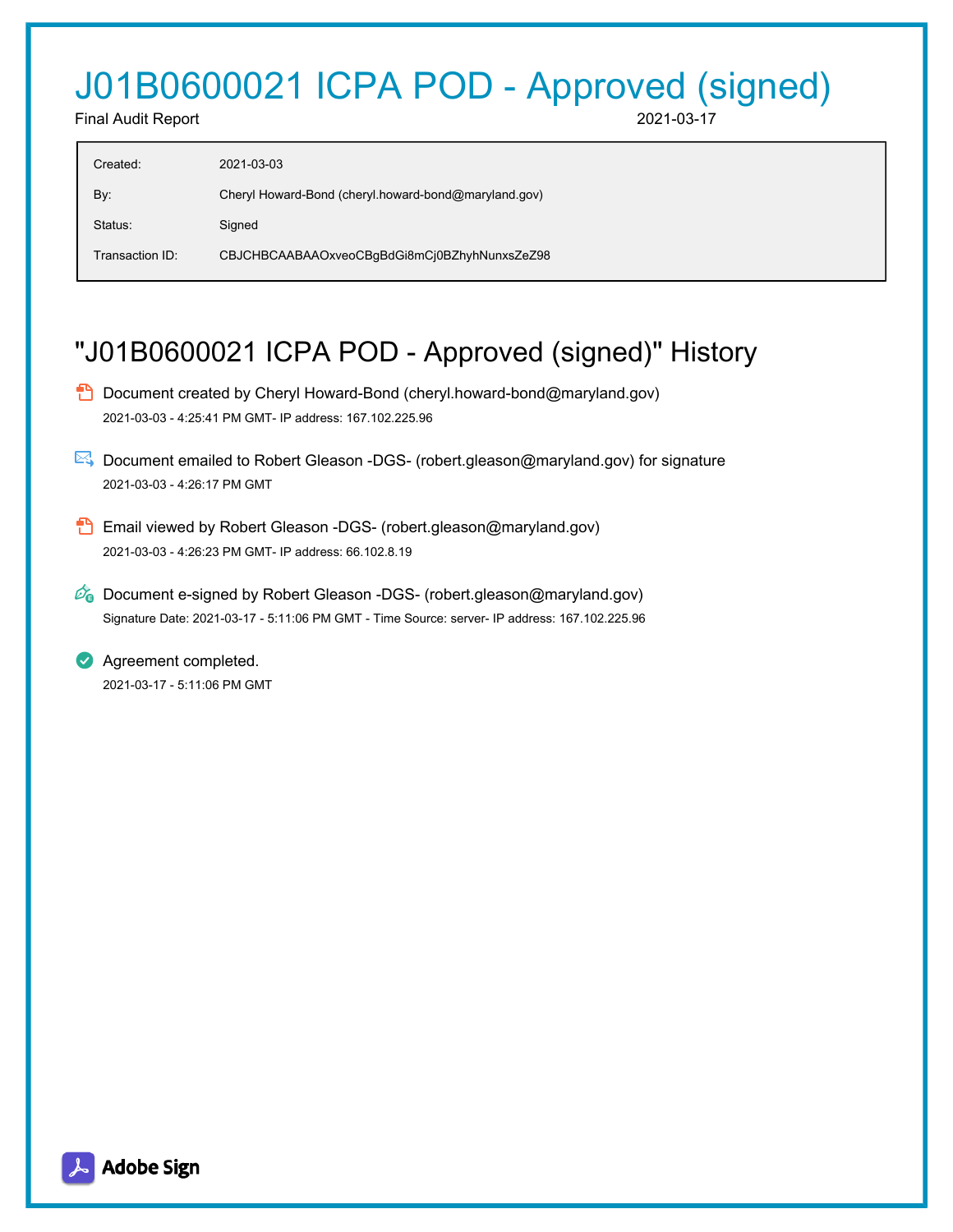# J01B0600021 ICPA POD - Approved (signed)

Final Audit Report 2021-03-17

| | |
|---|---|
| Created: | 2021-03-03 |
| By: | Cheryl Howard-Bond (cheryl.howard-bond@maryland.gov) |
| Status: | Signed |
| Transaction ID: | CBJCHBCAABAAOxveoCBgBdGi8mCj0BZhyhNunxsZeZ98 |

## "J01B0600021 ICPA POD - Approved (signed)" History

- Document created by Cheryl Howard-Bond (cheryl.howard-bond@maryland.gov)
  2021-03-03 - 4:25:41 PM GMT- IP address: 167.102.225.96

- Document emailed to Robert Gleason -DGS- (robert.gleason@maryland.gov) for signature
  2021-03-03 - 4:26:17 PM GMT

- Email viewed by Robert Gleason -DGS- (robert.gleason@maryland.gov)
  2021-03-03 - 4:26:23 PM GMT- IP address: 66.102.8.19

- Document e-signed by Robert Gleason -DGS- (robert.gleason@maryland.gov)
  Signature Date: 2021-03-17 - 5:11:06 PM GMT - Time Source: server- IP address: 167.102.225.96

- Agreement completed.
  2021-03-17 - 5:11:06 PM GMT

Adobe Sign